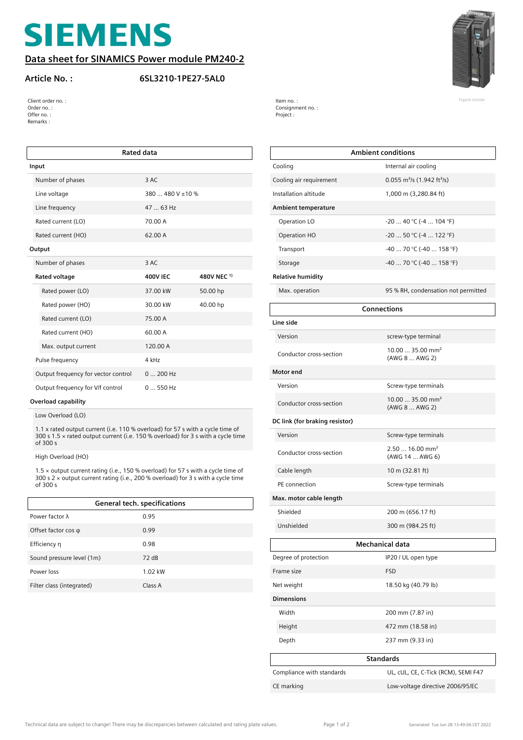# SIEMENS

## Data sheet for SINAMICS Power module PM240-2

**Article No. :** **6SL3210-1PE27-5AL0**

Client order no. :
Order no. :
Offer no. :
Remarks :

Item no. :
Consignment no. :
Project :

Figure similar

| Rated data | | |
|---|---|---|
| **Input** | | |
| Number of phases | 3 AC | |
| Line voltage | 380 ... 480 V ±10 % | |
| Line frequency | 47 ... 63 Hz | |
| Rated current (LO) | 70.00 A | |
| Rated current (HO) | 62.00 A | |
| **Output** | | |
| Number of phases | 3 AC | |
| **Rated voltage** | **400V IEC** | **480V NEC [1)]** |
| Rated power (LO) | 37.00 kW | 50.00 hp |
| Rated power (HO) | 30.00 kW | 40.00 hp |
| Rated current (LO) | 75.00 A | |
| Rated current (HO) | 60.00 A | |
| Max. output current | 120.00 A | |
| Pulse frequency | 4 kHz | |
| Output frequency for vector control | 0 ... 200 Hz | |
| Output frequency for V/f control | 0 ... 550 Hz | |

**Overload capability**

Low Overload (LO)

1.1 x rated output current (i.e. 110 % overload) for 57 s with a cycle time of 300 s 1.5 × rated output current (i.e. 150 % overload) for 3 s with a cycle time of 300 s

High Overload (HO)

1.5 × output current rating (i.e., 150 % overload) for 57 s with a cycle time of 300 s 2 × output current rating (i.e., 200 % overload) for 3 s with a cycle time of 300 s

| General tech. specifications | |
|---|---|
| Power factor λ | 0.95 |
| Offset factor cos φ | 0.99 |
| Efficiency η | 0.98 |
| Sound pressure level (1m) | 72 dB |
| Power loss | 1.02 kW |
| Filter class (integrated) | Class A |

| Ambient conditions | |
|---|---|
| Cooling | Internal air cooling |
| Cooling air requirement | 0.055 m³/s (1.942 ft³/s) |
| Installation altitude | 1,000 m (3,280.84 ft) |
| **Ambient temperature** | |
| Operation LO | -20 ... 40 °C (-4 ... 104 °F) |
| Operation HO | -20 ... 50 °C (-4 ... 122 °F) |
| Transport | -40 ... 70 °C (-40 ... 158 °F) |
| Storage | -40 ... 70 °C (-40 ... 158 °F) |
| **Relative humidity** | |
| Max. operation | 95 % RH, condensation not permitted |

| Connections | |
|---|---|
| **Line side** | |
| Version | screw-type terminal |
| Conductor cross-section | 10.00 ... 35.00 mm² (AWG 8 ... AWG 2) |
| **Motor end** | |
| Version | Screw-type terminals |
| Conductor cross-section | 10.00 ... 35.00 mm² (AWG 8 ... AWG 2) |
| **DC link (for braking resistor)** | |
| Version | Screw-type terminals |
| Conductor cross-section | 2.50 ... 16.00 mm² (AWG 14 ... AWG 6) |
| Cable length | 10 m (32.81 ft) |
| PE connection | Screw-type terminals |
| **Max. motor cable length** | |
| Shielded | 200 m (656.17 ft) |
| Unshielded | 300 m (984.25 ft) |

| Mechanical data | |
|---|---|
| Degree of protection | IP20 / UL open type |
| Frame size | FSD |
| Net weight | 18.50 kg (40.79 lb) |
| **Dimensions** | |
| Width | 200 mm (7.87 in) |
| Height | 472 mm (18.58 in) |
| Depth | 237 mm (9.33 in) |

| Standards | |
|---|---|
| Compliance with standards | UL, cUL, CE, C-Tick (RCM), SEMI F47 |
| CE marking | Low-voltage directive 2006/95/EC |

Technical data are subject to change! There may be discrepancies between calculated and rating plate values.

Generated Tue Jun 28 13:49:06 CET 2022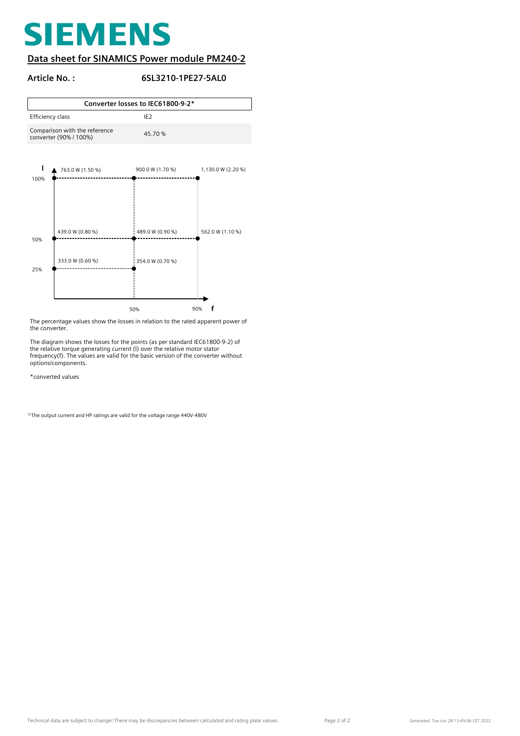# SIEMENS

## Data sheet for SINAMICS Power module PM240-2

**Article No. :** **6SL3210-1PE27-5AL0**

| Converter losses to IEC61800-9-2* | |
|---|---|
| Efficiency class | IE2 |
| Comparison with the reference converter (90% / 100%) | 45.70 % |

I

100%

763.0 W (1.50 %)

900.0 W (1.70 %)

1,130.0 W (2.20 %)

50%

439.0 W (0.80 %)

489.0 W (0.90 %)

562.0 W (1.10 %)

25%

333.0 W (0.60 %)

354.0 W (0.70 %)

50%

90%

f

The percentage values show the losses in relation to the rated apparent power of the converter.

The diagram shows the losses for the points (as per standard IEC61800-9-2) of the relative torque generating current (I) over the relative motor stator frequency(f). The values are valid for the basic version of the converter without options/components.

*converted values

1) The output current and HP ratings are valid for the voltage range 440V-480V

Technical data are subject to change! There may be discrepancies between calculated and rating plate values.

Generated Tue Jun 28 13:49:06 CET 2022